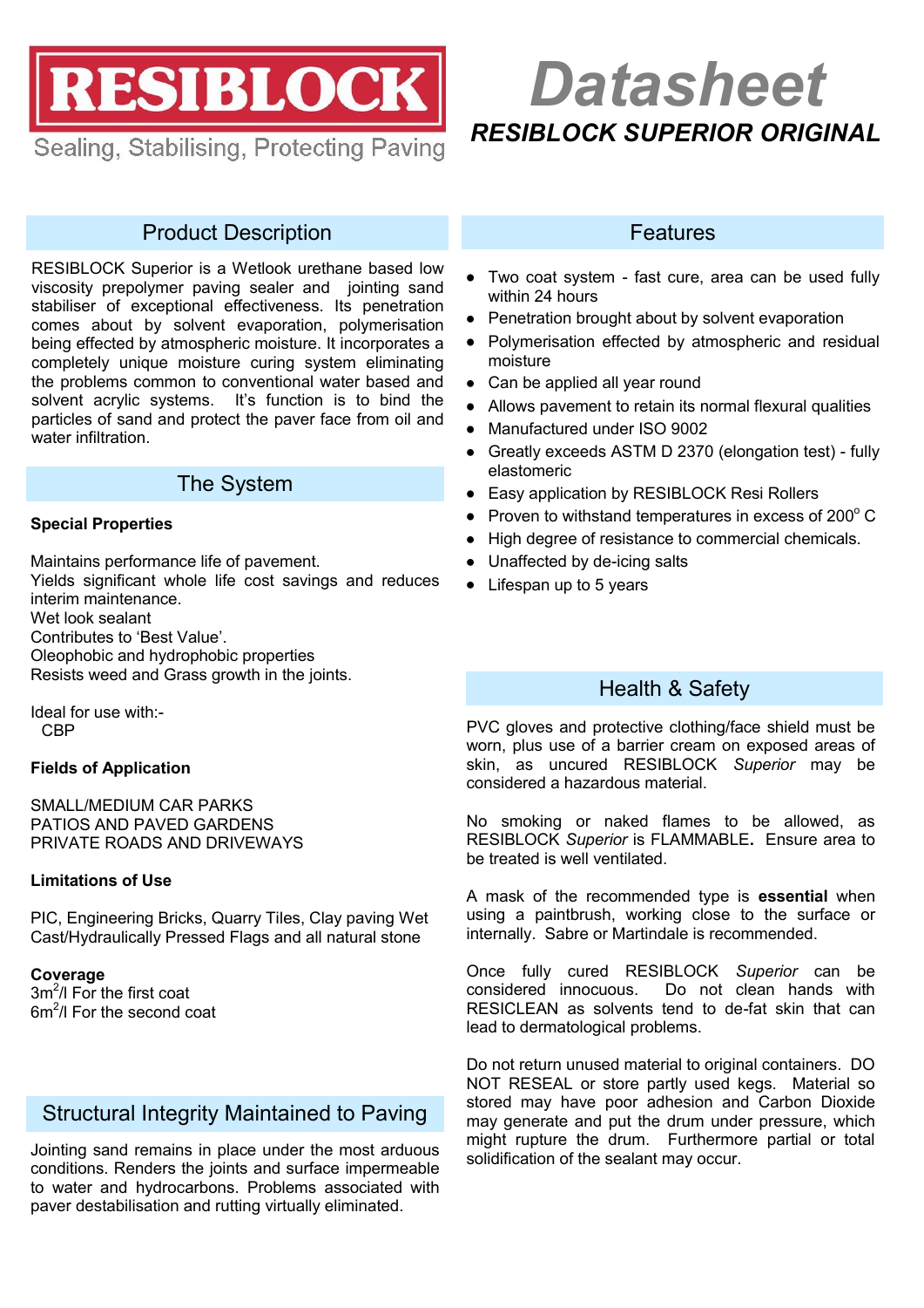# RESIBLOCK

Sealing, Stabilising, Protecting Paving

# Datasheet

## RESIBLOCK SUPERIOR ORIGINAL

## Product Description

RESIBLOCK Superior is a Wetlook urethane based low viscosity prepolymer paving sealer and jointing sand stabiliser of exceptional effectiveness. Its penetration comes about by solvent evaporation, polymerisation being effected by atmospheric moisture. It incorporates a completely unique moisture curing system eliminating the problems common to conventional water based and solvent acrylic systems. It's function is to bind the particles of sand and protect the paver face from oil and water infiltration.

## The System

**Special Properties**

Maintains performance life of pavement.
Yields significant whole life cost savings and reduces interim maintenance.
Wet look sealant
Contributes to 'Best Value'.
Oleophobic and hydrophobic properties
Resists weed and Grass growth in the joints.

Ideal for use with:-
CBP

**Fields of Application**

SMALL/MEDIUM CAR PARKS
PATIOS AND PAVED GARDENS
PRIVATE ROADS AND DRIVEWAYS

**Limitations of Use**

PIC, Engineering Bricks, Quarry Tiles, Clay paving Wet Cast/Hydraulically Pressed Flags and all natural stone

**Coverage**
$3m^2/l$ For the first coat
$6m^2/l$ For the second coat

## Structural Integrity Maintained to Paving

Jointing sand remains in place under the most arduous conditions. Renders the joints and surface impermeable to water and hydrocarbons. Problems associated with paver destabilisation and rutting virtually eliminated.

## Features

- Two coat system - fast cure, area can be used fully within 24 hours
- Penetration brought about by solvent evaporation
- Polymerisation effected by atmospheric and residual moisture
- Can be applied all year round
- Allows pavement to retain its normal flexural qualities
- Manufactured under ISO 9002
- Greatly exceeds ASTM D 2370 (elongation test) - fully elastomeric
- Easy application by RESIBLOCK Resi Rollers
- Proven to withstand temperatures in excess of 200$^o$ C
- High degree of resistance to commercial chemicals.
- Unaffected by de-icing salts
- Lifespan up to 5 years

## Health & Safety

PVC gloves and protective clothing/face shield must be worn, plus use of a barrier cream on exposed areas of skin, as uncured RESIBLOCK *Superior* may be considered a hazardous material.

No smoking or naked flames to be allowed, as RESIBLOCK *Superior* is FLAMMABLE**.** Ensure area to be treated is well ventilated.

A mask of the recommended type is **essential** when using a paintbrush, working close to the surface or internally. Sabre or Martindale is recommended.

Once fully cured RESIBLOCK *Superior* can be considered innocuous. Do not clean hands with RESICLEAN as solvents tend to de-fat skin that can lead to dermatological problems.

Do not return unused material to original containers. DO NOT RESEAL or store partly used kegs. Material so stored may have poor adhesion and Carbon Dioxide may generate and put the drum under pressure, which might rupture the drum. Furthermore partial or total solidification of the sealant may occur.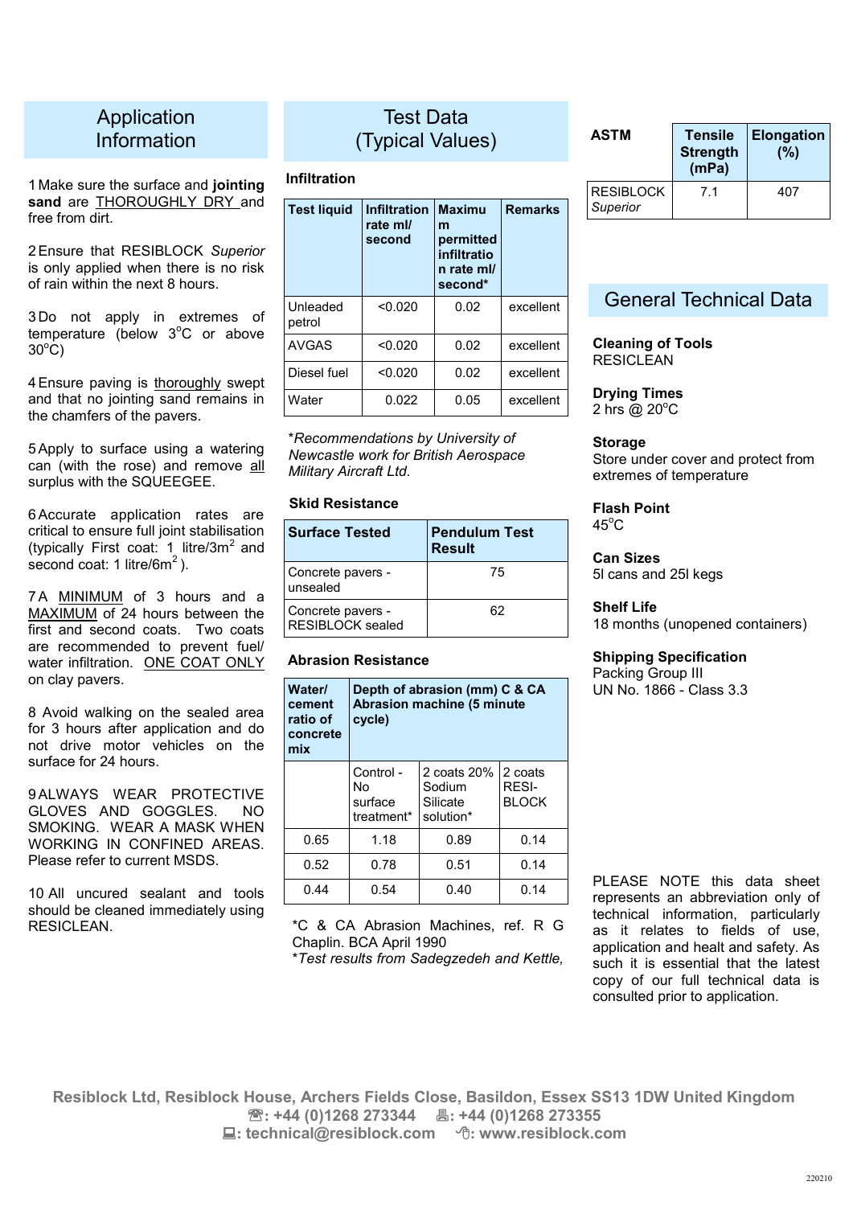## Application Information

1 Make sure the surface and **jointing sand** are THOROUGHLY DRY and free from dirt.

2 Ensure that RESIBLOCK *Superior* is only applied when there is no risk of rain within the next 8 hours.

3 Do not apply in extremes of temperature (below 3°C or above 30°C)

4 Ensure paving is thoroughly swept and that no jointing sand remains in the chamfers of the pavers.

5 Apply to surface using a watering can (with the rose) and remove all surplus with the SQUEEGEE.

6 Accurate application rates are critical to ensure full joint stabilisation (typically First coat: 1 litre/3m² and second coat: 1 litre/6m²).

7 A MINIMUM of 3 hours and a MAXIMUM of 24 hours between the first and second coats. Two coats are recommended to prevent fuel/ water infiltration. ONE COAT ONLY on clay pavers.

8 Avoid walking on the sealed area for 3 hours after application and do not drive motor vehicles on the surface for 24 hours.

9 ALWAYS WEAR PROTECTIVE GLOVES AND GOGGLES. NO SMOKING. WEAR A MASK WHEN WORKING IN CONFINED AREAS. Please refer to current MSDS.

10 All uncured sealant and tools should be cleaned immediately using RESICLEAN.

## Test Data (Typical Values)

### Infiltration

| Test liquid | Infiltration rate ml/ second | Maximum permitted infiltration rate ml/ second* | Remarks |
|---|---|---|---|
| Unleaded petrol | <0.020 | 0.02 | excellent |
| AVGAS | <0.020 | 0.02 | excellent |
| Diesel fuel | <0.020 | 0.02 | excellent |
| Water | 0.022 | 0.05 | excellent |

**Recommendations by University of Newcastle work for British Aerospace Military Aircraft Ltd.*

### Skid Resistance

| Surface Tested | Pendulum Test Result |
|---|---|
| Concrete pavers - unsealed | 75 |
| Concrete pavers - RESIBLOCK sealed | 62 |

### Abrasion Resistance

| Water/ cement ratio of concrete mix | Depth of abrasion (mm) C & CA Abrasion machine (5 minute cycle) | | |
|---|---|---|---|
| | Control - No surface treatment* | 2 coats 20% Sodium Silicate solution* | 2 coats RESI-BLOCK |
| 0.65 | 1.18 | 0.89 | 0.14 |
| 0.52 | 0.78 | 0.51 | 0.14 |
| 0.44 | 0.54 | 0.40 | 0.14 |

*C & CA Abrasion Machines, ref. R G Chaplin. BCA April 1990

**Test results from Sadegzedeh and Kettle,*

| ASTM | Tensile Strength (mPa) | Elongation (%) |
|---|---|---|
| RESIBLOCK *Superior* | 7.1 | 407 |

## General Technical Data

**Cleaning of Tools**
RESICLEAN

**Drying Times**
2 hrs @ 20°C

**Storage**
Store under cover and protect from extremes of temperature

**Flash Point**
45°C

**Can Sizes**
5l cans and 25l kegs

**Shelf Life**
18 months (unopened containers)

**Shipping Specification**
Packing Group III
UN No. 1866 - Class 3.3

PLEASE NOTE this data sheet represents an abbreviation only of technical information, particularly as it relates to fields of use, application and healt and safety. As such it is essential that the latest copy of our full technical data is consulted prior to application.

**Resiblock Ltd, Resiblock House, Archers Fields Close, Basildon, Essex SS13 1DW United Kingdom**
**☎: +44 (0)1268 273344 🖷: +44 (0)1268 273355**
**technical@resiblock.com www.resiblock.com**

220210